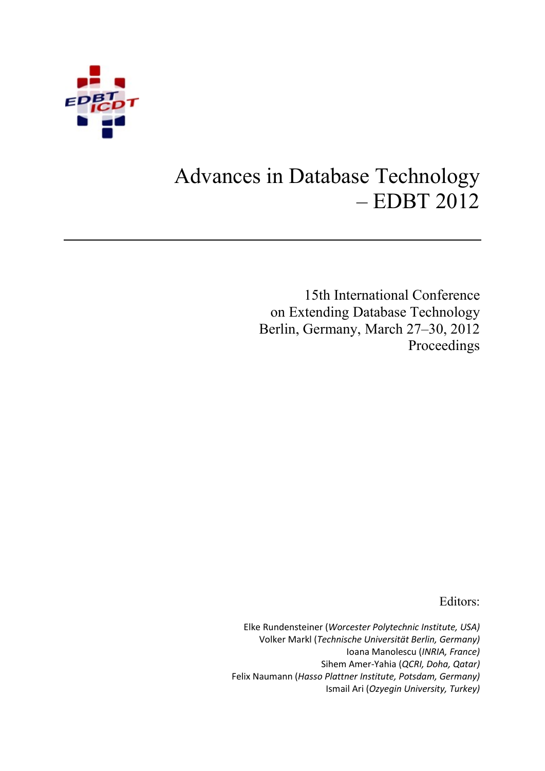# Advances in Database Technology – EDBT 2012

15th International Conference
on Extending Database Technology
Berlin, Germany, March 27–30, 2012
Proceedings

Editors:

Elke Rundensteiner (*Worcester Polytechnic Institute, USA)*
Volker Markl (*Technische Universität Berlin, Germany)*
Ioana Manolescu (*INRIA, France)*
Sihem Amer-Yahia (*QCRI, Doha, Qatar)*
Felix Naumann (*Hasso Plattner Institute, Potsdam, Germany)*
Ismail Ari (*Ozyegin University, Turkey)*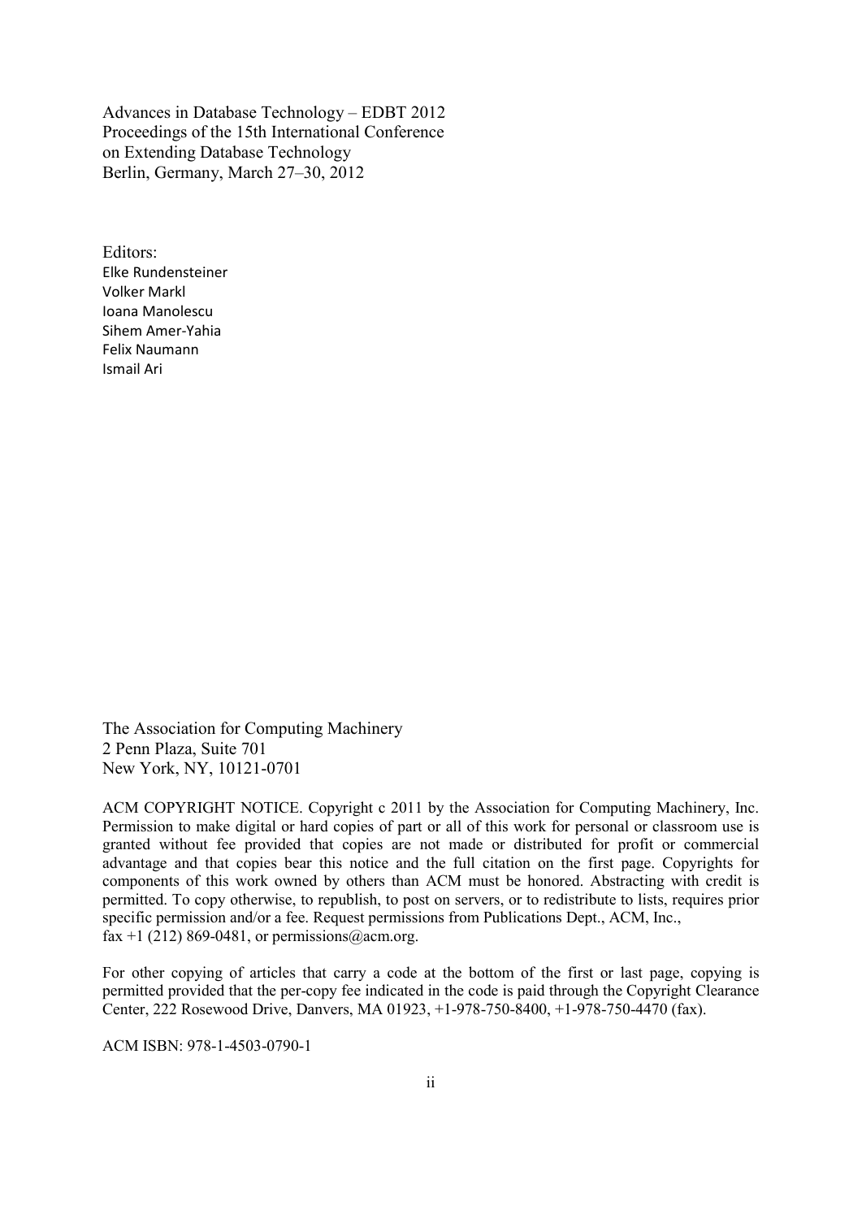Advances in Database Technology – EDBT 2012
Proceedings of the 15th International Conference
on Extending Database Technology
Berlin, Germany, March 27–30, 2012

Editors:
Elke Rundensteiner
Volker Markl
Ioana Manolescu
Sihem Amer-Yahia
Felix Naumann
Ismail Ari

The Association for Computing Machinery
2 Penn Plaza, Suite 701
New York, NY, 10121-0701

ACM COPYRIGHT NOTICE. Copyright c 2011 by the Association for Computing Machinery, Inc. Permission to make digital or hard copies of part or all of this work for personal or classroom use is granted without fee provided that copies are not made or distributed for profit or commercial advantage and that copies bear this notice and the full citation on the first page. Copyrights for components of this work owned by others than ACM must be honored. Abstracting with credit is permitted. To copy otherwise, to republish, to post on servers, or to redistribute to lists, requires prior specific permission and/or a fee. Request permissions from Publications Dept., ACM, Inc., fax +1 (212) 869-0481, or permissions@acm.org.

For other copying of articles that carry a code at the bottom of the first or last page, copying is permitted provided that the per-copy fee indicated in the code is paid through the Copyright Clearance Center, 222 Rosewood Drive, Danvers, MA 01923, +1-978-750-8400, +1-978-750-4470 (fax).

ACM ISBN: 978-1-4503-0790-1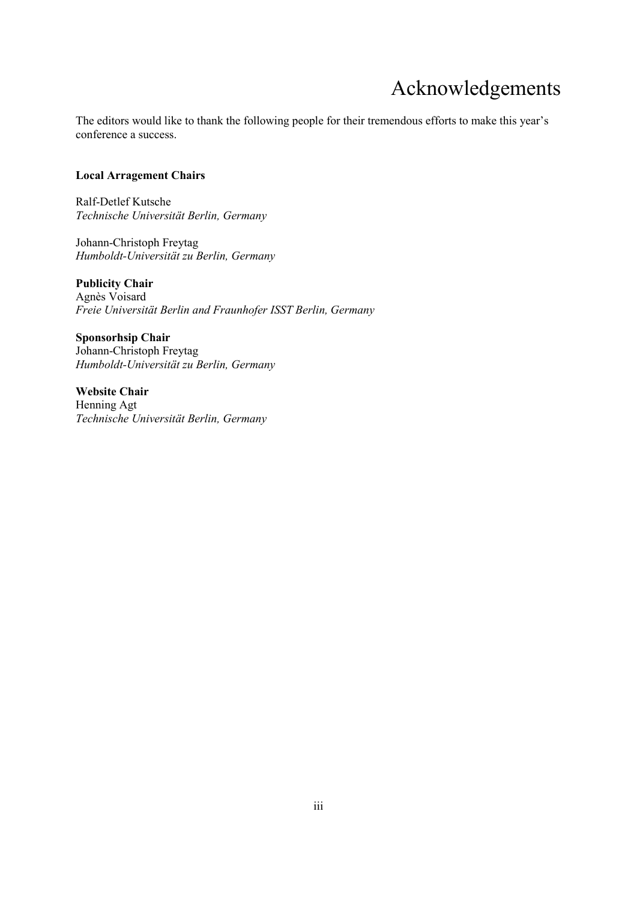# Acknowledgements

The editors would like to thank the following people for their tremendous efforts to make this year's conference a success.

**Local Arragement Chairs**

Ralf-Detlef Kutsche
*Technische Universität Berlin, Germany*

Johann-Christoph Freytag
*Humboldt-Universität zu Berlin, Germany*

**Publicity Chair**
Agnès Voisard
*Freie Universität Berlin and Fraunhofer ISST Berlin, Germany*

**Sponsorhsip Chair**
Johann-Christoph Freytag
*Humboldt-Universität zu Berlin, Germany*

**Website Chair**
Henning Agt
*Technische Universität Berlin, Germany*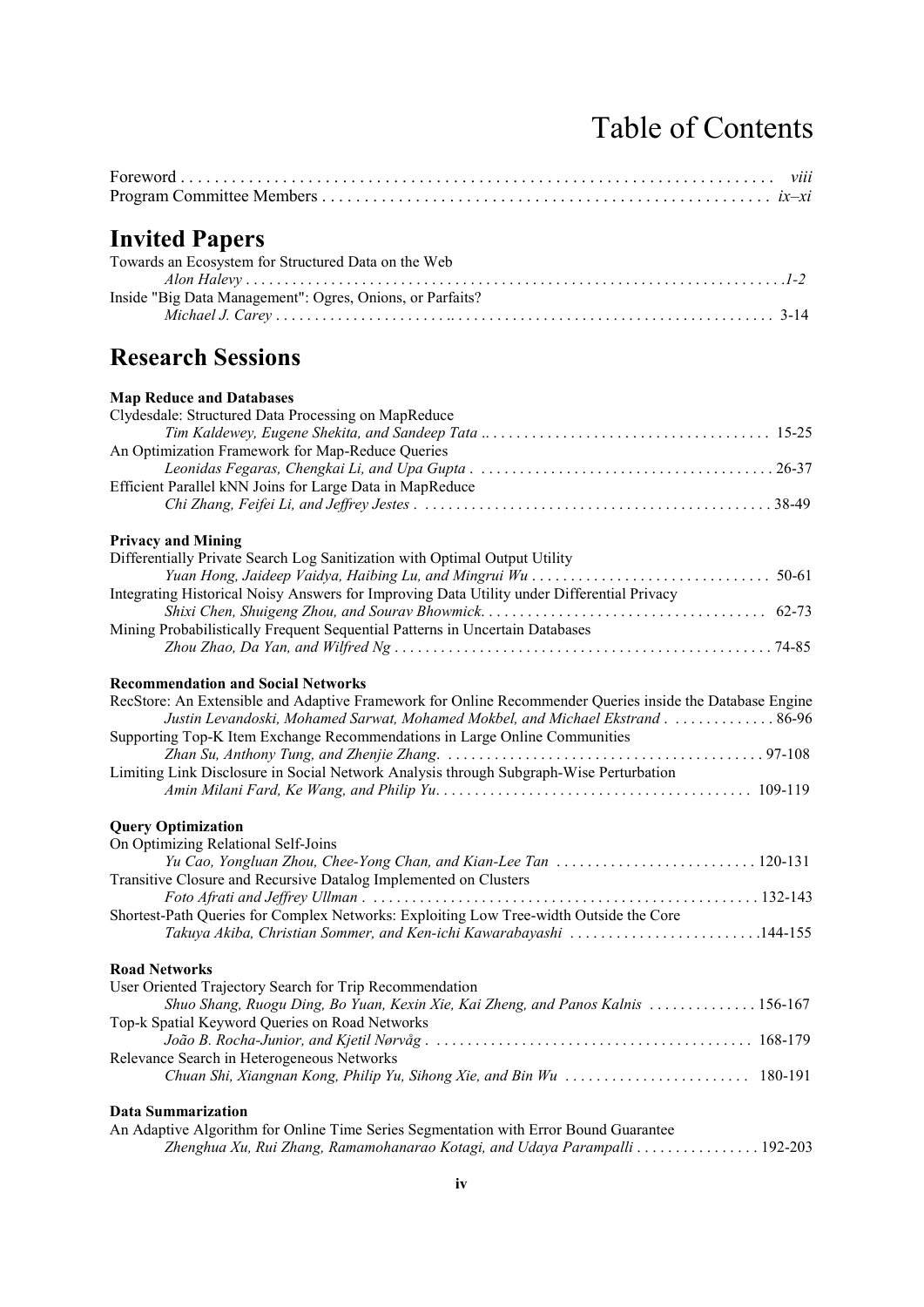# Table of Contents

Foreword . . . . . . . . . . . . . . . . . . . . . . . . . . . . . . . . . . . . . . . . . . . . . . . . . . . . . . . . . . . . . . . . . . . . . . . *viii*
Program Committee Members . . . . . . . . . . . . . . . . . . . . . . . . . . . . . . . . . . . . . . . . . . . . . . . . . . . . . *ix–xi*

## Invited Papers

Towards an Ecosystem for Structured Data on the Web
*Alon Halevy* . . . . . . . . . . . . . . . . . . . . . . . . . . . . . . . . . . . . . . . . . . . . . . . . . . . . . . . . . . . . . . . . . . . . . *1-2*

Inside "Big Data Management": Ogres, Onions, or Parfaits?
*Michael J. Carey* . . . . . . . . . . . . . . . . . . . . . . . . . . . . . . . . . . . . . . . . . . . . . . . . . . . . . . . . . . . . . . . . 3-14

## Research Sessions

### Map Reduce and Databases

Clydesdale: Structured Data Processing on MapReduce
*Tim Kaldewey, Eugene Shekita, and Sandeep Tata* . . . . . . . . . . . . . . . . . . . . . . . . . . . . . . . . . . . . . . 15-25

An Optimization Framework for Map-Reduce Queries
*Leonidas Fegaras, Chengkai Li, and Upa Gupta* . . . . . . . . . . . . . . . . . . . . . . . . . . . . . . . . . . . . . . . 26-37

Efficient Parallel kNN Joins for Large Data in MapReduce
*Chi Zhang, Feifei Li, and Jeffrey Jestes* . . . . . . . . . . . . . . . . . . . . . . . . . . . . . . . . . . . . . . . . . . . . . 38-49

### Privacy and Mining

Differentially Private Search Log Sanitization with Optimal Output Utility
*Yuan Hong, Jaideep Vaidya, Haibing Lu, and Mingrui Wu* . . . . . . . . . . . . . . . . . . . . . . . . . . . . . . . 50-61

Integrating Historical Noisy Answers for Improving Data Utility under Differential Privacy
*Shixi Chen, Shuigeng Zhou, and Sourav Bhowmick.* . . . . . . . . . . . . . . . . . . . . . . . . . . . . . . . . . . . . 62-73

Mining Probabilistically Frequent Sequential Patterns in Uncertain Databases
*Zhou Zhao, Da Yan, and Wilfred Ng* . . . . . . . . . . . . . . . . . . . . . . . . . . . . . . . . . . . . . . . . . . . . . . . . 74-85

### Recommendation and Social Networks

RecStore: An Extensible and Adaptive Framework for Online Recommender Queries inside the Database Engine
*Justin Levandoski, Mohamed Sarwat, Mohamed Mokbel, and Michael Ekstrand* . . . . . . . . . . . . . 86-96

Supporting Top-K Item Exchange Recommendations in Large Online Communities
*Zhan Su, Anthony Tung, and Zhenjie Zhang.* . . . . . . . . . . . . . . . . . . . . . . . . . . . . . . . . . . . . . . . . . 97-108

Limiting Link Disclosure in Social Network Analysis through Subgraph-Wise Perturbation
*Amin Milani Fard, Ke Wang, and Philip Yu.* . . . . . . . . . . . . . . . . . . . . . . . . . . . . . . . . . . . . . . . . 109-119

### Query Optimization

On Optimizing Relational Self-Joins
*Yu Cao, Yongluan Zhou, Chee-Yong Chan, and Kian-Lee Tan* . . . . . . . . . . . . . . . . . . . . . . . . . . 120-131

Transitive Closure and Recursive Datalog Implemented on Clusters
*Foto Afrati and Jeffrey Ullman* . . . . . . . . . . . . . . . . . . . . . . . . . . . . . . . . . . . . . . . . . . . . . . . . . . 132-143

Shortest-Path Queries for Complex Networks: Exploiting Low Tree-width Outside the Core
*Takuya Akiba, Christian Sommer, and Ken-ichi Kawarabayashi* . . . . . . . . . . . . . . . . . . . . . . . . .144-155

### Road Networks

User Oriented Trajectory Search for Trip Recommendation
*Shuo Shang, Ruogu Ding, Bo Yuan, Kexin Xie, Kai Zheng, and Panos Kalnis* . . . . . . . . . . . . . . 156-167

Top-k Spatial Keyword Queries on Road Networks
*João B. Rocha-Junior, and Kjetil Nørvåg* . . . . . . . . . . . . . . . . . . . . . . . . . . . . . . . . . . . . . . . . . . 168-179

Relevance Search in Heterogeneous Networks
*Chuan Shi, Xiangnan Kong, Philip Yu, Sihong Xie, and Bin Wu* . . . . . . . . . . . . . . . . . . . . . . . . 180-191

### Data Summarization

An Adaptive Algorithm for Online Time Series Segmentation with Error Bound Guarantee
*Zhenghua Xu, Rui Zhang, Ramamohanarao Kotagi, and Udaya Parampalli* . . . . . . . . . . . . . . . . 192-203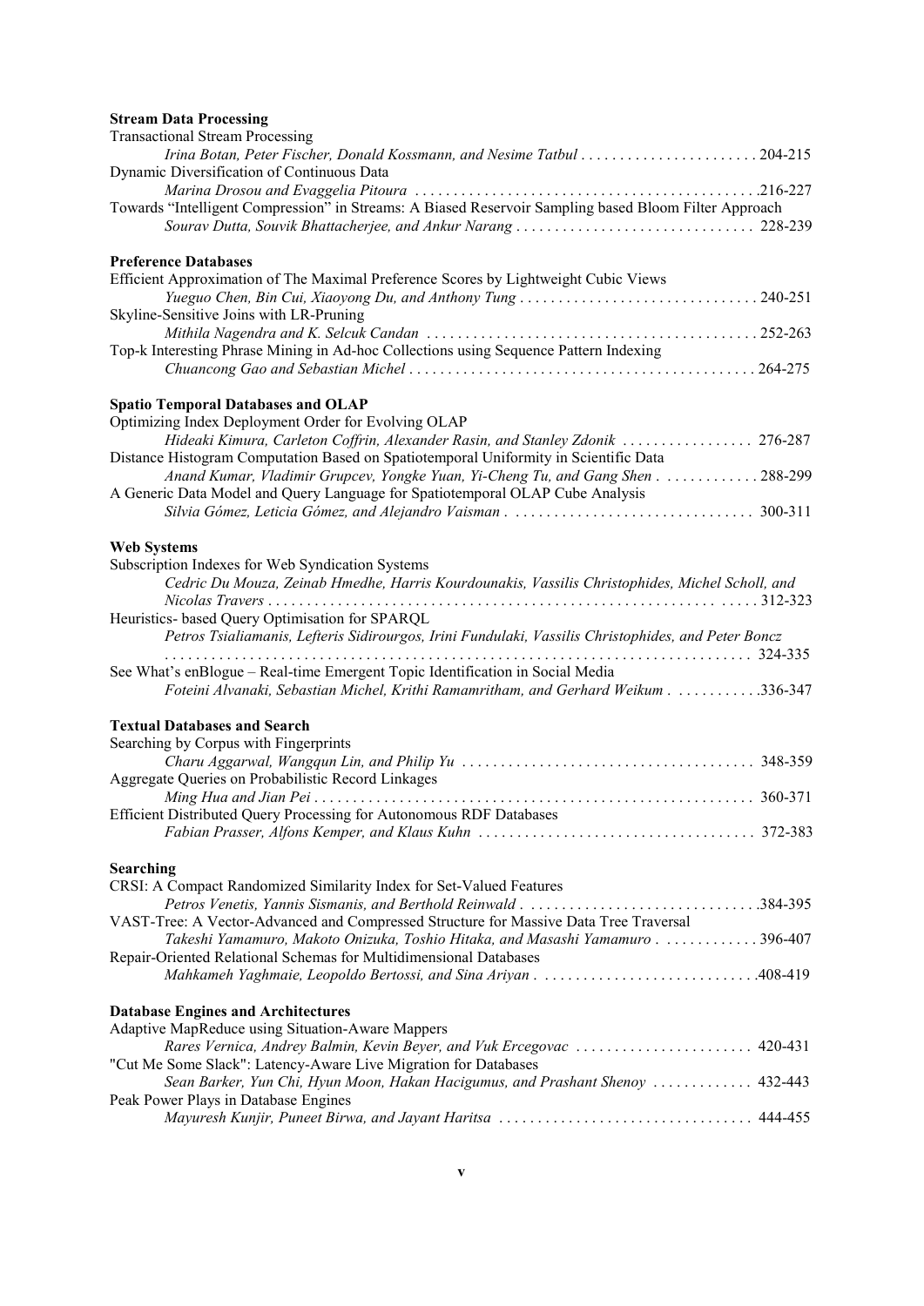**Stream Data Processing**

Transactional Stream Processing
*Irina Botan, Peter Fischer, Donald Kossmann, and Nesime Tatbul* . . . . . . . . . . . . . . . . . . . . . . . 204-215

Dynamic Diversification of Continuous Data
*Marina Drosou and Evaggelia Pitoura* . . . . . . . . . . . . . . . . . . . . . . . . . . . . . . . . . . . . . . . . . . . .216-227

Towards "Intelligent Compression" in Streams: A Biased Reservoir Sampling based Bloom Filter Approach
*Sourav Dutta, Souvik Bhattacherjee, and Ankur Narang* . . . . . . . . . . . . . . . . . . . . . . . . . . . . . . 228-239

**Preference Databases**

Efficient Approximation of The Maximal Preference Scores by Lightweight Cubic Views
*Yueguo Chen, Bin Cui, Xiaoyong Du, and Anthony Tung* . . . . . . . . . . . . . . . . . . . . . . . . . . . . . . 240-251

Skyline-Sensitive Joins with LR-Pruning
*Mithila Nagendra and K. Selcuk Candan* . . . . . . . . . . . . . . . . . . . . . . . . . . . . . . . . . . . . . . . . . . 252-263

Top-k Interesting Phrase Mining in Ad-hoc Collections using Sequence Pattern Indexing
*Chuancong Gao and Sebastian Michel* . . . . . . . . . . . . . . . . . . . . . . . . . . . . . . . . . . . . . . . . . . . . 264-275

**Spatio Temporal Databases and OLAP**

Optimizing Index Deployment Order for Evolving OLAP
*Hideaki Kimura, Carleton Coffrin, Alexander Rasin, and Stanley Zdonik* . . . . . . . . . . . . . . . . . 276-287

Distance Histogram Computation Based on Spatiotemporal Uniformity in Scientific Data
*Anand Kumar, Vladimir Grupcev, Yongke Yuan, Yi-Cheng Tu, and Gang Shen* . . . . . . . . . . . . 288-299

A Generic Data Model and Query Language for Spatiotemporal OLAP Cube Analysis
*Silvia Gómez, Leticia Gómez, and Alejandro Vaisman* . . . . . . . . . . . . . . . . . . . . . . . . . . . . . . . 300-311

**Web Systems**

Subscription Indexes for Web Syndication Systems
*Cedric Du Mouza, Zeinab Hmedhe, Harris Kourdounakis, Vassilis Christophides, Michel Scholl, and Nicolas Travers* . . . . . . . . . . . . . . . . . . . . . . . . . . . . . . . . . . . . . . . . . . . . . . . . . . . . . . . . . . . 312-323

Heuristics- based Query Optimisation for SPARQL
*Petros Tsialiamanis, Lefteris Sidirourgos, Irini Fundulaki, Vassilis Christophides, and Peter Boncz* . . . . . . . . . . . . . . . . . . . . . . . . . . . . . . . . . . . . . . . . . . . . . . . . . . . . . . . . . . . . . . . . . . . . . . . 324-335

See What's enBlogue – Real-time Emergent Topic Identification in Social Media
*Foteini Alvanaki, Sebastian Michel, Krithi Ramamritham, and Gerhard Weikum* . . . . . . . . . . .336-347

**Textual Databases and Search**

Searching by Corpus with Fingerprints
*Charu Aggarwal, Wangqun Lin, and Philip Yu* . . . . . . . . . . . . . . . . . . . . . . . . . . . . . . . . . . . . . . 348-359

Aggregate Queries on Probabilistic Record Linkages
*Ming Hua and Jian Pei* . . . . . . . . . . . . . . . . . . . . . . . . . . . . . . . . . . . . . . . . . . . . . . . . . . . . . . . . 360-371

Efficient Distributed Query Processing for Autonomous RDF Databases
*Fabian Prasser, Alfons Kemper, and Klaus Kuhn* . . . . . . . . . . . . . . . . . . . . . . . . . . . . . . . . . . . 372-383

**Searching**

CRSI: A Compact Randomized Similarity Index for Set-Valued Features
*Petros Venetis, Yannis Sismanis, and Berthold Reinwald* . . . . . . . . . . . . . . . . . . . . . . . . . . . . . .384-395

VAST-Tree: A Vector-Advanced and Compressed Structure for Massive Data Tree Traversal
*Takeshi Yamamuro, Makoto Onizuka, Toshio Hitaka, and Masashi Yamamuro* . . . . . . . . . . . . 396-407

Repair-Oriented Relational Schemas for Multidimensional Databases
*Mahkameh Yaghmaie, Leopoldo Bertossi, and Sina Ariyan* . . . . . . . . . . . . . . . . . . . . . . . . . . . .408-419

**Database Engines and Architectures**

Adaptive MapReduce using Situation-Aware Mappers
*Rares Vernica, Andrey Balmin, Kevin Beyer, and Vuk Ercegovac* . . . . . . . . . . . . . . . . . . . . . . 420-431

"Cut Me Some Slack": Latency-Aware Live Migration for Databases
*Sean Barker, Yun Chi, Hyun Moon, Hakan Hacigumus, and Prashant Shenoy* . . . . . . . . . . . . . 432-443

Peak Power Plays in Database Engines
*Mayuresh Kunjir, Puneet Birwa, and Jayant Haritsa* . . . . . . . . . . . . . . . . . . . . . . . . . . . . . . . . 444-455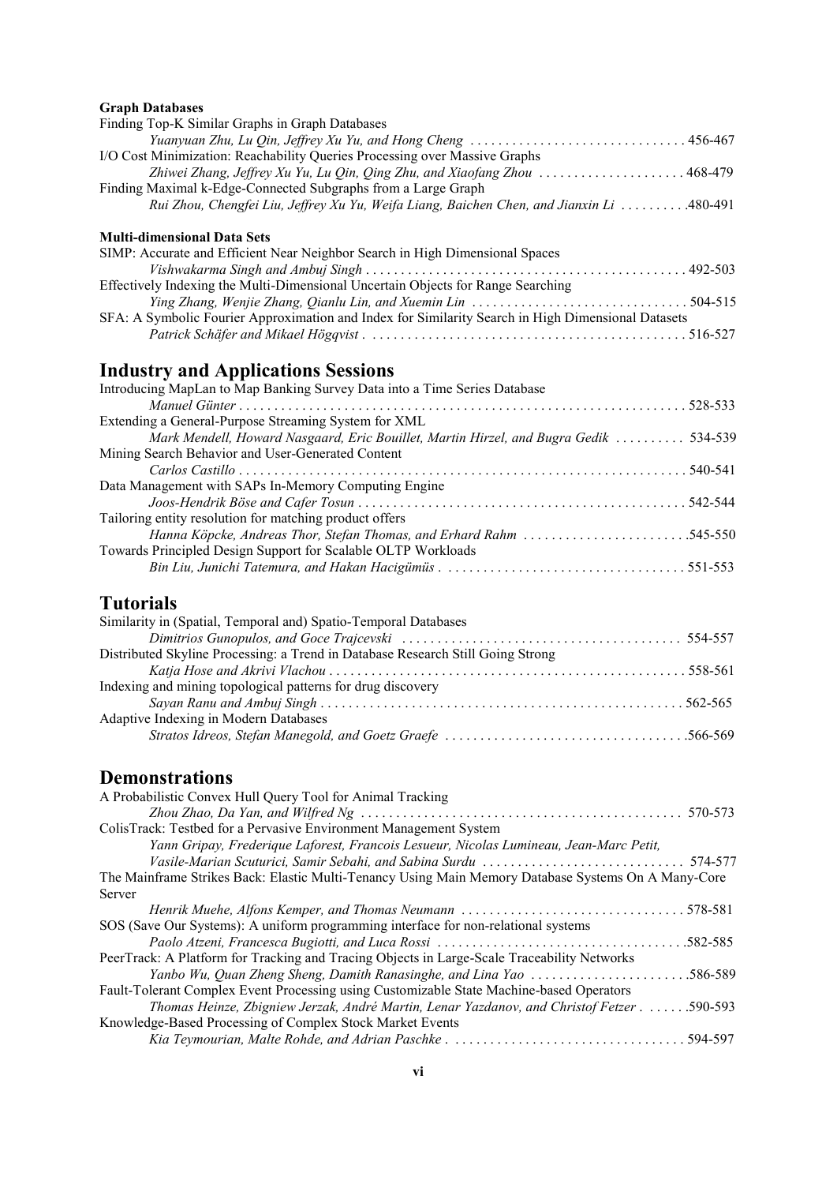**Graph Databases**

Finding Top-K Similar Graphs in Graph Databases
*Yuanyuan Zhu, Lu Qin, Jeffrey Xu Yu, and Hong Cheng* . . . . . . . . . . . . . . . . . . . . . . . . . . . . . . . 456-467

I/O Cost Minimization: Reachability Queries Processing over Massive Graphs
*Zhiwei Zhang, Jeffrey Xu Yu, Lu Qin, Qing Zhu, and Xiaofang Zhou* . . . . . . . . . . . . . . . . . . . . . 468-479

Finding Maximal k-Edge-Connected Subgraphs from a Large Graph
*Rui Zhou, Chengfei Liu, Jeffrey Xu Yu, Weifa Liang, Baichen Chen, and Jianxin Li* . . . . . . . . . .480-491

**Multi-dimensional Data Sets**

SIMP: Accurate and Efficient Near Neighbor Search in High Dimensional Spaces
*Vishwakarma Singh and Ambuj Singh* . . . . . . . . . . . . . . . . . . . . . . . . . . . . . . . . . . . . . . . . . . . . . 492-503

Effectively Indexing the Multi-Dimensional Uncertain Objects for Range Searching
*Ying Zhang, Wenjie Zhang, Qianlu Lin, and Xuemin Lin* . . . . . . . . . . . . . . . . . . . . . . . . . . . . . . . 504-515

SFA: A Symbolic Fourier Approximation and Index for Similarity Search in High Dimensional Datasets
*Patrick Schäfer and Mikael Högqvist* . . . . . . . . . . . . . . . . . . . . . . . . . . . . . . . . . . . . . . . . . . . . . 516-527

# Industry and Applications Sessions

Introducing MapLan to Map Banking Survey Data into a Time Series Database
*Manuel Günter* . . . . . . . . . . . . . . . . . . . . . . . . . . . . . . . . . . . . . . . . . . . . . . . . . . . . . . . . . . . . . . . 528-533

Extending a General-Purpose Streaming System for XML
*Mark Mendell, Howard Nasgaard, Eric Bouillet, Martin Hirzel, and Bugra Gedik* . . . . . . . . . . 534-539

Mining Search Behavior and User-Generated Content
*Carlos Castillo* . . . . . . . . . . . . . . . . . . . . . . . . . . . . . . . . . . . . . . . . . . . . . . . . . . . . . . . . . . . . . . . 540-541

Data Management with SAPs In-Memory Computing Engine
*Joos-Hendrik Böse and Cafer Tosun* . . . . . . . . . . . . . . . . . . . . . . . . . . . . . . . . . . . . . . . . . . . . . . 542-544

Tailoring entity resolution for matching product offers
*Hanna Köpcke, Andreas Thor, Stefan Thomas, and Erhard Rahm* . . . . . . . . . . . . . . . . . . . . . . . .545-550

Towards Principled Design Support for Scalable OLTP Workloads
*Bin Liu, Junichi Tatemura, and Hakan Hacigümüs* . . . . . . . . . . . . . . . . . . . . . . . . . . . . . . . . . . 551-553

# Tutorials

Similarity in (Spatial, Temporal and) Spatio-Temporal Databases
*Dimitrios Gunopulos, and Goce Trajcevski* . . . . . . . . . . . . . . . . . . . . . . . . . . . . . . . . . . . . . . . . 554-557

Distributed Skyline Processing: a Trend in Database Research Still Going Strong
*Katja Hose and Akrivi Vlachou* . . . . . . . . . . . . . . . . . . . . . . . . . . . . . . . . . . . . . . . . . . . . . . . . . . 558-561

Indexing and mining topological patterns for drug discovery
*Sayan Ranu and Ambuj Singh* . . . . . . . . . . . . . . . . . . . . . . . . . . . . . . . . . . . . . . . . . . . . . . . . . . . .562-565

Adaptive Indexing in Modern Databases
*Stratos Idreos, Stefan Manegold, and Goetz Graefe* . . . . . . . . . . . . . . . . . . . . . . . . . . . . . . . . . .566-569

# Demonstrations

A Probabilistic Convex Hull Query Tool for Animal Tracking
*Zhou Zhao, Da Yan, and Wilfred Ng* . . . . . . . . . . . . . . . . . . . . . . . . . . . . . . . . . . . . . . . . . . . . . 570-573

ColisTrack: Testbed for a Pervasive Environment Management System
*Yann Gripay, Frederique Laforest, Francois Lesueur, Nicolas Lumineau, Jean-Marc Petit, Vasile-Marian Scuturici, Samir Sebahi, and Sabina Surdu* . . . . . . . . . . . . . . . . . . . . . . . . . . . . 574-577

The Mainframe Strikes Back: Elastic Multi-Tenancy Using Main Memory Database Systems On A Many-Core Server
*Henrik Muehe, Alfons Kemper, and Thomas Neumann* . . . . . . . . . . . . . . . . . . . . . . . . . . . . . . . . 578-581

SOS (Save Our Systems): A uniform programming interface for non-relational systems
*Paolo Atzeni, Francesca Bugiotti, and Luca Rossi* . . . . . . . . . . . . . . . . . . . . . . . . . . . . . . . . . . .582-585

PeerTrack: A Platform for Tracking and Tracing Objects in Large-Scale Traceability Networks
*Yanbo Wu, Quan Zheng Sheng, Damith Ranasinghe, and Lina Yao* . . . . . . . . . . . . . . . . . . . . . . .586-589

Fault-Tolerant Complex Event Processing using Customizable State Machine-based Operators
*Thomas Heinze, Zbigniew Jerzak, André Martin, Lenar Yazdanov, and Christof Fetzer* . . . . . . .590-593

Knowledge-Based Processing of Complex Stock Market Events
*Kia Teymourian, Malte Rohde, and Adrian Paschke* . . . . . . . . . . . . . . . . . . . . . . . . . . . . . . . . . 594-597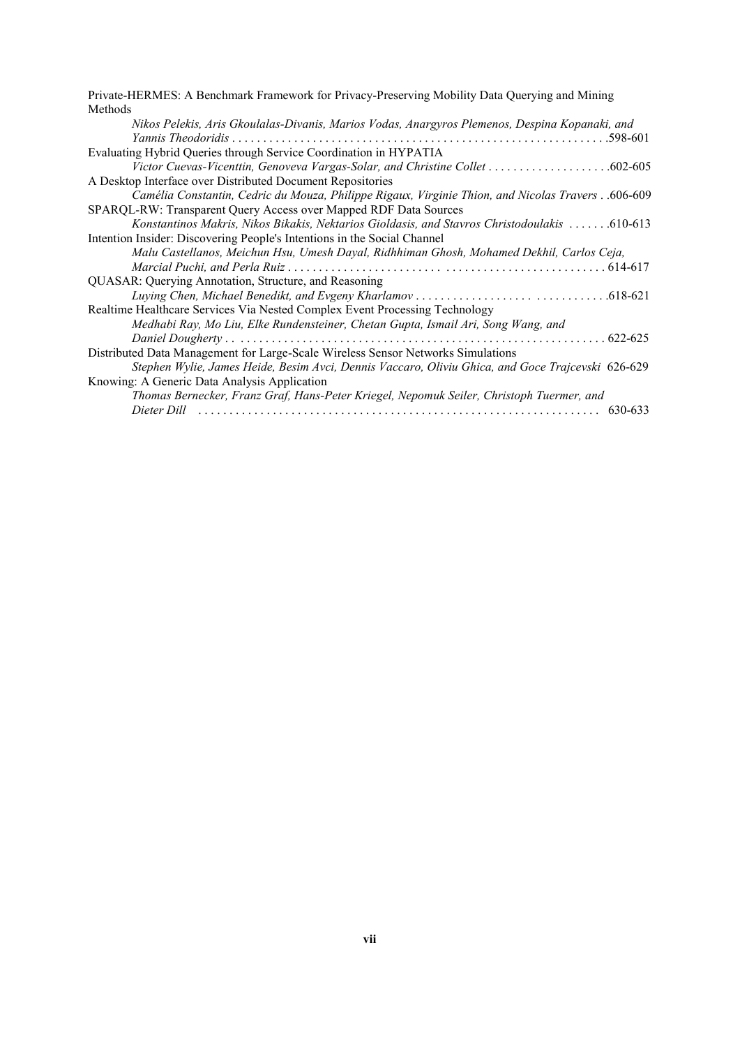Private-HERMES: A Benchmark Framework for Privacy-Preserving Mobility Data Querying and Mining Methods
*Nikos Pelekis, Aris Gkoulalas-Divanis, Marios Vodas, Anargyros Plemenos, Despina Kopanaki, and Yannis Theodoridis* . . . . . . . . . . . . . . . . . . . . . . . . . . . . . . . . . . . . . . . . . . . . . . . . . . . . . . . . . . .598-601

Evaluating Hybrid Queries through Service Coordination in HYPATIA
*Victor Cuevas-Vicenttin, Genoveva Vargas-Solar, and Christine Collet* . . . . . . . . . . . . . . . . . . . .602-605

A Desktop Interface over Distributed Document Repositories
*Camélia Constantin, Cedric du Mouza, Philippe Rigaux, Virginie Thion, and Nicolas Travers* . .606-609

SPARQL-RW: Transparent Query Access over Mapped RDF Data Sources
*Konstantinos Makris, Nikos Bikakis, Nektarios Gioldasis, and Stavros Christodoulakis* . . . . . . .610-613

Intention Insider: Discovering People's Intentions in the Social Channel
*Malu Castellanos, Meichun Hsu, Umesh Dayal, Ridhhiman Ghosh, Mohamed Dekhil, Carlos Ceja, Marcial Puchi, and Perla Ruiz* . . . . . . . . . . . . . . . . . . . . . . . . . . . . . . . . . . . . . . . . . . . . . . . . . . . . 614-617

QUASAR: Querying Annotation, Structure, and Reasoning
*Luying Chen, Michael Benedikt, and Evgeny Kharlamov* . . . . . . . . . . . . . . . . . . . . . . . . . . . . . . .618-621

Realtime Healthcare Services Via Nested Complex Event Processing Technology
*Medhabi Ray, Mo Liu, Elke Rundensteiner, Chetan Gupta, Ismail Ari, Song Wang, and Daniel Dougherty* . . . . . . . . . . . . . . . . . . . . . . . . . . . . . . . . . . . . . . . . . . . . . . . . . . . . . . . . . . . 622-625

Distributed Data Management for Large-Scale Wireless Sensor Networks Simulations
*Stephen Wylie, James Heide, Besim Avci, Dennis Vaccaro, Oliviu Ghica, and Goce Trajcevski* 626-629

Knowing: A Generic Data Analysis Application
*Thomas Bernecker, Franz Graf, Hans-Peter Kriegel, Nepomuk Seiler, Christoph Tuermer, and Dieter Dill* . . . . . . . . . . . . . . . . . . . . . . . . . . . . . . . . . . . . . . . . . . . . . . . . . . . . . . . . . . . . . . . 630-633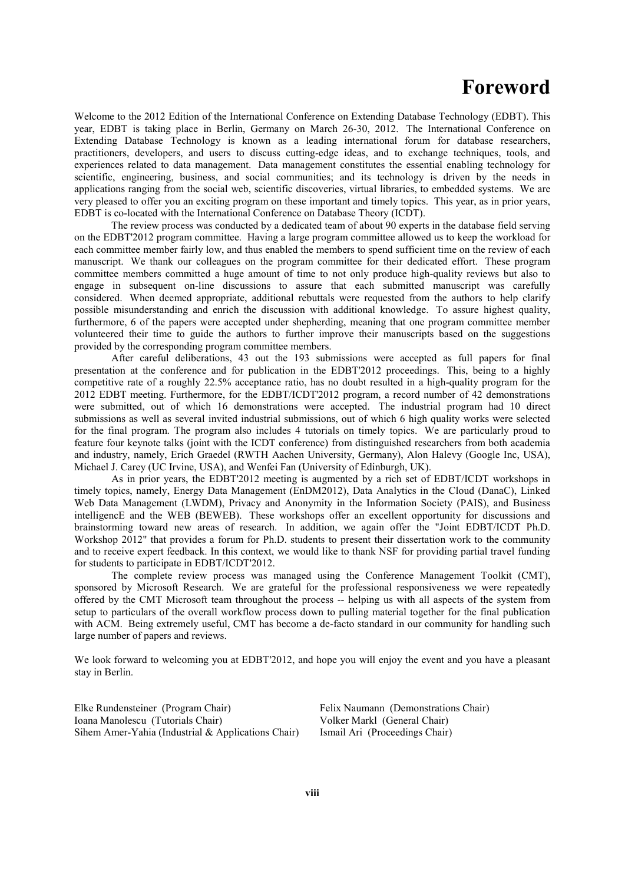# Foreword

Welcome to the 2012 Edition of the International Conference on Extending Database Technology (EDBT). This year, EDBT is taking place in Berlin, Germany on March 26-30, 2012. The International Conference on Extending Database Technology is known as a leading international forum for database researchers, practitioners, developers, and users to discuss cutting-edge ideas, and to exchange techniques, tools, and experiences related to data management. Data management constitutes the essential enabling technology for scientific, engineering, business, and social communities; and its technology is driven by the needs in applications ranging from the social web, scientific discoveries, virtual libraries, to embedded systems. We are very pleased to offer you an exciting program on these important and timely topics. This year, as in prior years, EDBT is co-located with the International Conference on Database Theory (ICDT).

The review process was conducted by a dedicated team of about 90 experts in the database field serving on the EDBT'2012 program committee. Having a large program committee allowed us to keep the workload for each committee member fairly low, and thus enabled the members to spend sufficient time on the review of each manuscript. We thank our colleagues on the program committee for their dedicated effort. These program committee members committed a huge amount of time to not only produce high-quality reviews but also to engage in subsequent on-line discussions to assure that each submitted manuscript was carefully considered. When deemed appropriate, additional rebuttals were requested from the authors to help clarify possible misunderstanding and enrich the discussion with additional knowledge. To assure highest quality, furthermore, 6 of the papers were accepted under shepherding, meaning that one program committee member volunteered their time to guide the authors to further improve their manuscripts based on the suggestions provided by the corresponding program committee members.

After careful deliberations, 43 out the 193 submissions were accepted as full papers for final presentation at the conference and for publication in the EDBT'2012 proceedings. This, being to a highly competitive rate of a roughly 22.5% acceptance ratio, has no doubt resulted in a high-quality program for the 2012 EDBT meeting. Furthermore, for the EDBT/ICDT'2012 program, a record number of 42 demonstrations were submitted, out of which 16 demonstrations were accepted. The industrial program had 10 direct submissions as well as several invited industrial submissions, out of which 6 high quality works were selected for the final program. The program also includes 4 tutorials on timely topics. We are particularly proud to feature four keynote talks (joint with the ICDT conference) from distinguished researchers from both academia and industry, namely, Erich Graedel (RWTH Aachen University, Germany), Alon Halevy (Google Inc, USA), Michael J. Carey (UC Irvine, USA), and Wenfei Fan (University of Edinburgh, UK).

As in prior years, the EDBT'2012 meeting is augmented by a rich set of EDBT/ICDT workshops in timely topics, namely, Energy Data Management (EnDM2012), Data Analytics in the Cloud (DanaC), Linked Web Data Management (LWDM), Privacy and Anonymity in the Information Society (PAIS), and Business intelligencE and the WEB (BEWEB). These workshops offer an excellent opportunity for discussions and brainstorming toward new areas of research. In addition, we again offer the "Joint EDBT/ICDT Ph.D. Workshop 2012" that provides a forum for Ph.D. students to present their dissertation work to the community and to receive expert feedback. In this context, we would like to thank NSF for providing partial travel funding for students to participate in EDBT/ICDT'2012.

The complete review process was managed using the Conference Management Toolkit (CMT), sponsored by Microsoft Research. We are grateful for the professional responsiveness we were repeatedly offered by the CMT Microsoft team throughout the process -- helping us with all aspects of the system from setup to particulars of the overall workflow process down to pulling material together for the final publication with ACM. Being extremely useful, CMT has become a de-facto standard in our community for handling such large number of papers and reviews.

We look forward to welcoming you at EDBT'2012, and hope you will enjoy the event and you have a pleasant stay in Berlin.

Elke Rundensteiner (Program Chair)
Ioana Manolescu (Tutorials Chair)
Sihem Amer-Yahia (Industrial & Applications Chair)
Felix Naumann (Demonstrations Chair)
Volker Markl (General Chair)
Ismail Ari (Proceedings Chair)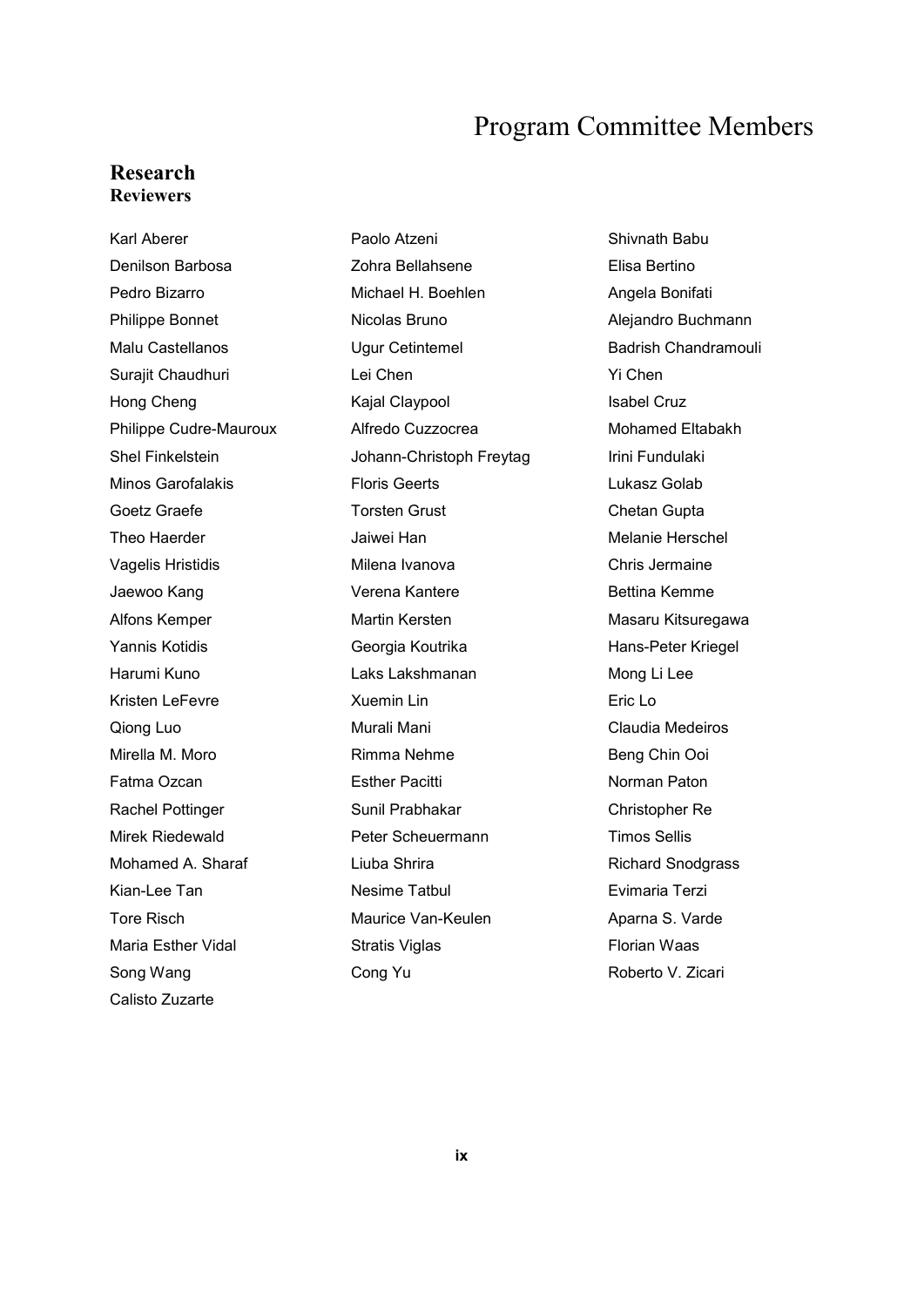# Program Committee Members

## Research

### Reviewers

Karl Aberer
Paolo Atzeni
Shivnath Babu
Denilson Barbosa
Zohra Bellahsene
Elisa Bertino
Pedro Bizarro
Michael H. Boehlen
Angela Bonifati
Philippe Bonnet
Nicolas Bruno
Alejandro Buchmann
Malu Castellanos
Ugur Cetintemel
Badrish Chandramouli
Surajit Chaudhuri
Lei Chen
Yi Chen
Hong Cheng
Kajal Claypool
Isabel Cruz
Philippe Cudre-Mauroux
Alfredo Cuzzocrea
Mohamed Eltabakh
Shel Finkelstein
Johann-Christoph Freytag
Irini Fundulaki
Minos Garofalakis
Floris Geerts
Lukasz Golab
Goetz Graefe
Torsten Grust
Chetan Gupta
Theo Haerder
Jaiwei Han
Melanie Herschel
Vagelis Hristidis
Milena Ivanova
Chris Jermaine
Jaewoo Kang
Verena Kantere
Bettina Kemme
Alfons Kemper
Martin Kersten
Masaru Kitsuregawa
Yannis Kotidis
Georgia Koutrika
Hans-Peter Kriegel
Harumi Kuno
Laks Lakshmanan
Mong Li Lee
Kristen LeFevre
Xuemin Lin
Eric Lo
Qiong Luo
Murali Mani
Claudia Medeiros
Mirella M. Moro
Rimma Nehme
Beng Chin Ooi
Fatma Ozcan
Esther Pacitti
Norman Paton
Rachel Pottinger
Sunil Prabhakar
Christopher Re
Mirek Riedewald
Peter Scheuermann
Timos Sellis
Mohamed A. Sharaf
Liuba Shrira
Richard Snodgrass
Kian-Lee Tan
Nesime Tatbul
Evimaria Terzi
Tore Risch
Maurice Van-Keulen
Aparna S. Varde
Maria Esther Vidal
Stratis Viglas
Florian Waas
Song Wang
Cong Yu
Roberto V. Zicari
Calisto Zuzarte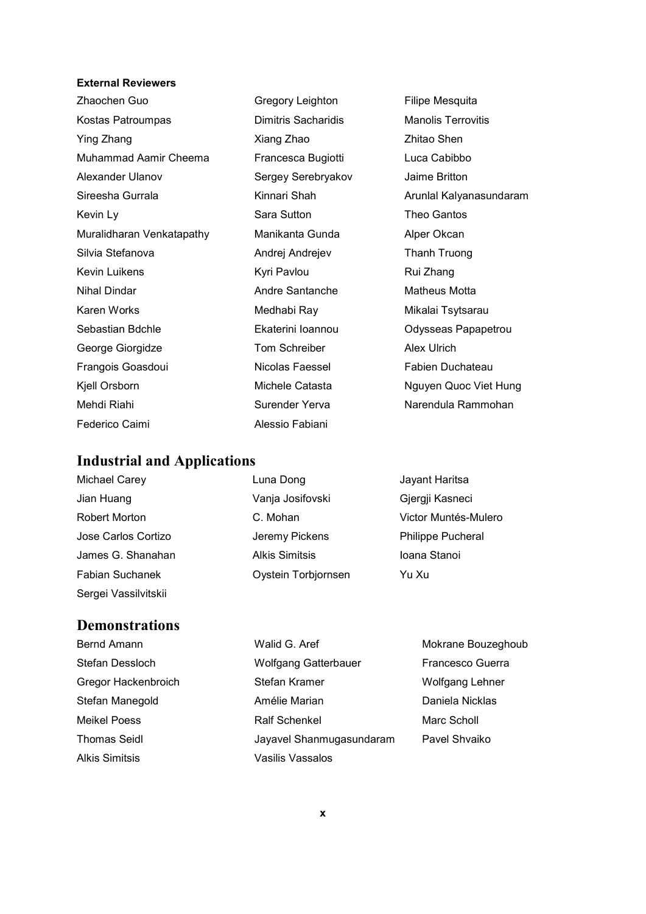**External Reviewers**

Zhaochen Guo
Kostas Patroumpas
Ying Zhang
Muhammad Aamir Cheema
Alexander Ulanov
Sireesha Gurrala
Kevin Ly
Muralidharan Venkatapathy
Silvia Stefanova
Kevin Luikens
Nihal Dindar
Karen Works
Sebastian Bdchle
George Giorgidze
Frangois Goasdoui
Kjell Orsborn
Mehdi Riahi
Federico Caimi
Gregory Leighton
Dimitris Sacharidis
Xiang Zhao
Francesca Bugiotti
Sergey Serebryakov
Kinnari Shah
Sara Sutton
Manikanta Gunda
Andrej Andrejev
Kyri Pavlou
Andre Santanche
Medhabi Ray
Ekaterini Ioannou
Tom Schreiber
Nicolas Faessel
Michele Catasta
Surender Yerva
Alessio Fabiani
Filipe Mesquita
Manolis Terrovitis
Zhitao Shen
Luca Cabibbo
Jaime Britton
Arunlal Kalyanasundaram
Theo Gantos
Alper Okcan
Thanh Truong
Rui Zhang
Matheus Motta
Mikalai Tsytsarau
Odysseas Papapetrou
Alex Ulrich
Fabien Duchateau
Nguyen Quoc Viet Hung
Narendula Rammohan

## Industrial and Applications

Michael Carey
Jian Huang
Robert Morton
Jose Carlos Cortizo
James G. Shanahan
Fabian Suchanek
Sergei Vassilvitskii
Luna Dong
Vanja Josifovski
C. Mohan
Jeremy Pickens
Alkis Simitsis
Oystein Torbjornsen
Jayant Haritsa
Gjergji Kasneci
Victor Muntés-Mulero
Philippe Pucheral
Ioana Stanoi
Yu Xu

## Demonstrations

Bernd Amann
Stefan Dessloch
Gregor Hackenbroich
Stefan Manegold
Meikel Poess
Thomas Seidl
Alkis Simitsis
Walid G. Aref
Wolfgang Gatterbauer
Stefan Kramer
Amélie Marian
Ralf Schenkel
Jayavel Shanmugasundaram
Vasilis Vassalos
Mokrane Bouzeghoub
Francesco Guerra
Wolfgang Lehner
Daniela Nicklas
Marc Scholl
Pavel Shvaiko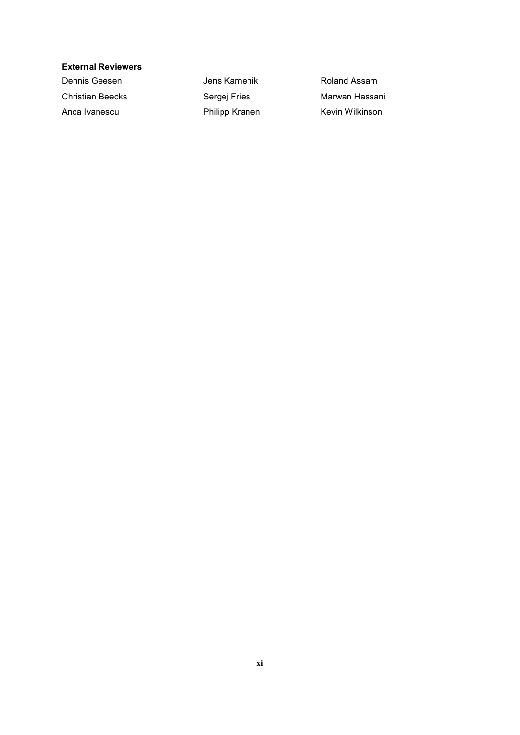**External Reviewers**

Dennis Geesen
Christian Beecks
Anca Ivanescu
Jens Kamenik
Sergej Fries
Philipp Kranen
Roland Assam
Marwan Hassani
Kevin Wilkinson